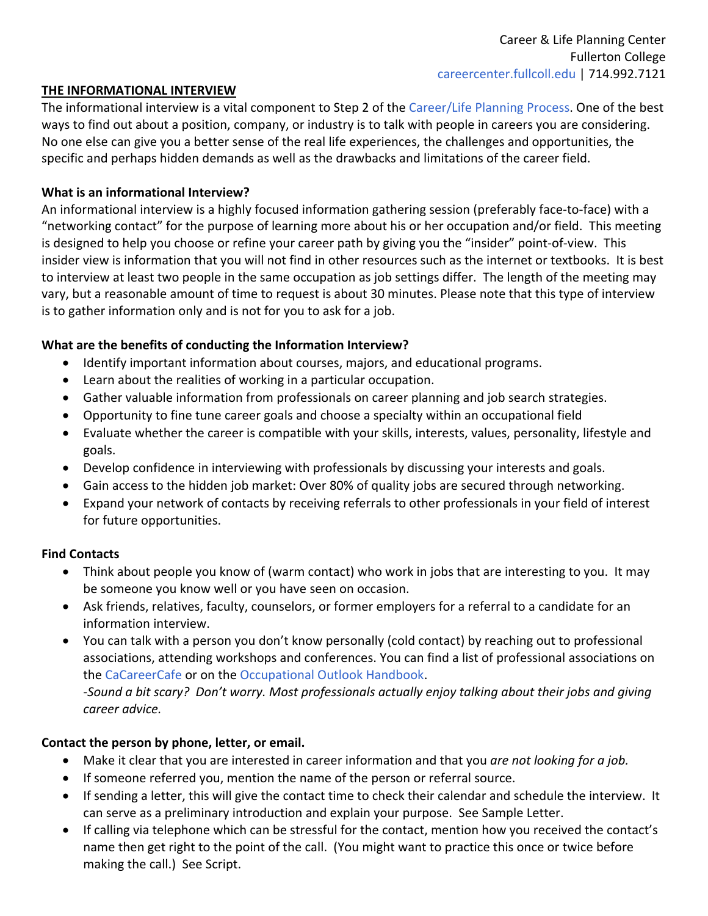Career & Life Planning Center
Fullerton College
careercenter.fullcoll.edu | 714.992.7121

## THE INFORMATIONAL INTERVIEW

The informational interview is a vital component to Step 2 of the Career/Life Planning Process. One of the best ways to find out about a position, company, or industry is to talk with people in careers you are considering. No one else can give you a better sense of the real life experiences, the challenges and opportunities, the specific and perhaps hidden demands as well as the drawbacks and limitations of the career field.

### What is an informational Interview?

An informational interview is a highly focused information gathering session (preferably face-to-face) with a "networking contact" for the purpose of learning more about his or her occupation and/or field. This meeting is designed to help you choose or refine your career path by giving you the "insider" point-of-view. This insider view is information that you will not find in other resources such as the internet or textbooks. It is best to interview at least two people in the same occupation as job settings differ. The length of the meeting may vary, but a reasonable amount of time to request is about 30 minutes. Please note that this type of interview is to gather information only and is not for you to ask for a job.

### What are the benefits of conducting the Information Interview?

- Identify important information about courses, majors, and educational programs.
- Learn about the realities of working in a particular occupation.
- Gather valuable information from professionals on career planning and job search strategies.
- Opportunity to fine tune career goals and choose a specialty within an occupational field
- Evaluate whether the career is compatible with your skills, interests, values, personality, lifestyle and goals.
- Develop confidence in interviewing with professionals by discussing your interests and goals.
- Gain access to the hidden job market: Over 80% of quality jobs are secured through networking.
- Expand your network of contacts by receiving referrals to other professionals in your field of interest for future opportunities.

### Find Contacts

- Think about people you know of (warm contact) who work in jobs that are interesting to you. It may be someone you know well or you have seen on occasion.
- Ask friends, relatives, faculty, counselors, or former employers for a referral to a candidate for an information interview.
- You can talk with a person you don't know personally (cold contact) by reaching out to professional associations, attending workshops and conferences. You can find a list of professional associations on the CaCareerCafe or on the Occupational Outlook Handbook.
  *-Sound a bit scary? Don't worry. Most professionals actually enjoy talking about their jobs and giving career advice.*

### Contact the person by phone, letter, or email.

- Make it clear that you are interested in career information and that you *are not looking for a job.*
- If someone referred you, mention the name of the person or referral source.
- If sending a letter, this will give the contact time to check their calendar and schedule the interview. It can serve as a preliminary introduction and explain your purpose. See Sample Letter.
- If calling via telephone which can be stressful for the contact, mention how you received the contact's name then get right to the point of the call. (You might want to practice this once or twice before making the call.) See Script.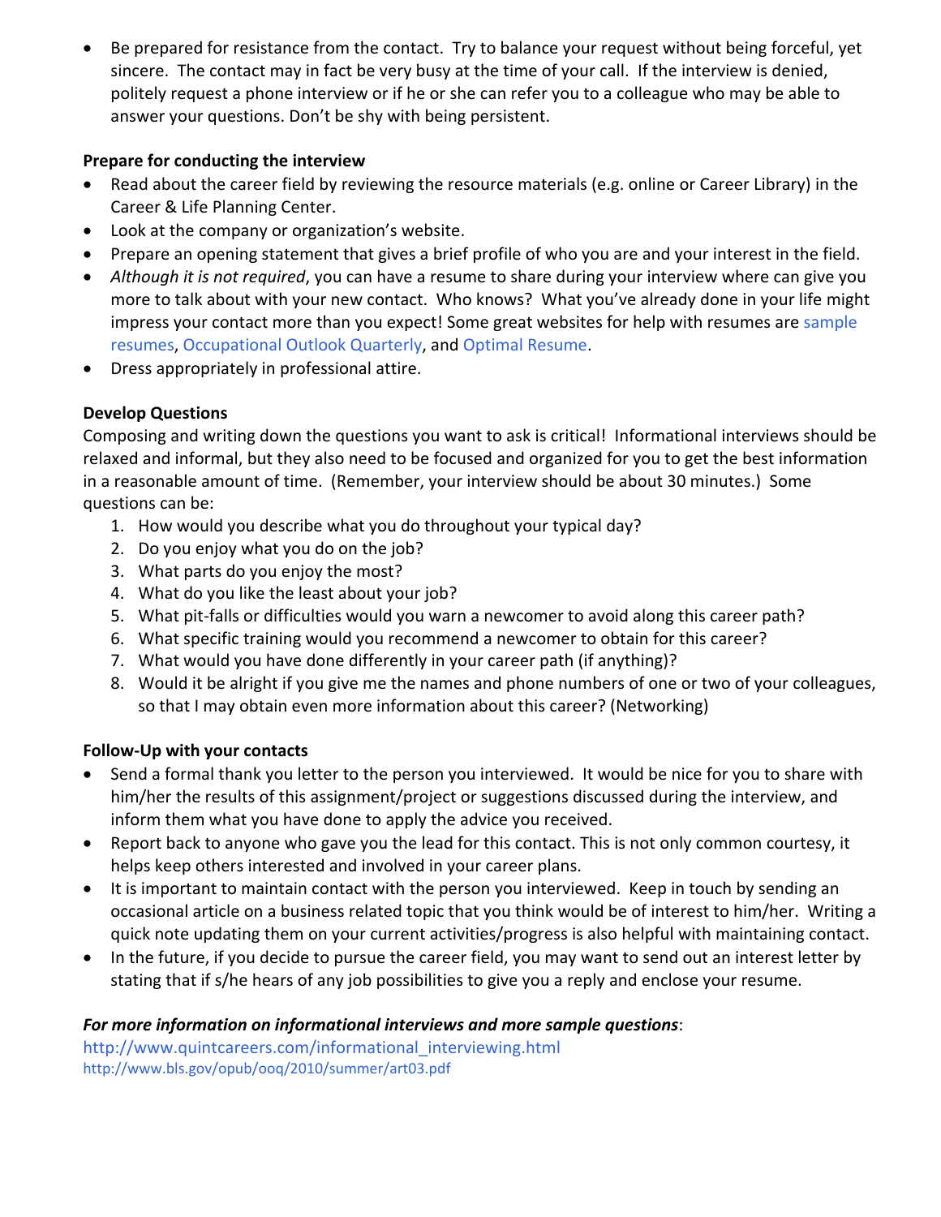- Be prepared for resistance from the contact. Try to balance your request without being forceful, yet sincere. The contact may in fact be very busy at the time of your call. If the interview is denied, politely request a phone interview or if he or she can refer you to a colleague who may be able to answer your questions. Don't be shy with being persistent.

**Prepare for conducting the interview**

- Read about the career field by reviewing the resource materials (e.g. online or Career Library) in the Career & Life Planning Center.
- Look at the company or organization's website.
- Prepare an opening statement that gives a brief profile of who you are and your interest in the field.
- *Although it is not required*, you can have a resume to share during your interview where can give you more to talk about with your new contact. Who knows? What you've already done in your life might impress your contact more than you expect! Some great websites for help with resumes are sample resumes, Occupational Outlook Quarterly, and Optimal Resume.
- Dress appropriately in professional attire.

**Develop Questions**

Composing and writing down the questions you want to ask is critical! Informational interviews should be relaxed and informal, but they also need to be focused and organized for you to get the best information in a reasonable amount of time. (Remember, your interview should be about 30 minutes.) Some questions can be:

1. How would you describe what you do throughout your typical day?
2. Do you enjoy what you do on the job?
3. What parts do you enjoy the most?
4. What do you like the least about your job?
5. What pit-falls or difficulties would you warn a newcomer to avoid along this career path?
6. What specific training would you recommend a newcomer to obtain for this career?
7. What would you have done differently in your career path (if anything)?
8. Would it be alright if you give me the names and phone numbers of one or two of your colleagues, so that I may obtain even more information about this career? (Networking)

**Follow-Up with your contacts**

- Send a formal thank you letter to the person you interviewed. It would be nice for you to share with him/her the results of this assignment/project or suggestions discussed during the interview, and inform them what you have done to apply the advice you received.
- Report back to anyone who gave you the lead for this contact. This is not only common courtesy, it helps keep others interested and involved in your career plans.
- It is important to maintain contact with the person you interviewed. Keep in touch by sending an occasional article on a business related topic that you think would be of interest to him/her. Writing a quick note updating them on your current activities/progress is also helpful with maintaining contact.
- In the future, if you decide to pursue the career field, you may want to send out an interest letter by stating that if s/he hears of any job possibilities to give you a reply and enclose your resume.

***For more information on informational interviews and more sample questions***:

http://www.quintcareers.com/informational_interviewing.html

http://www.bls.gov/opub/ooq/2010/summer/art03.pdf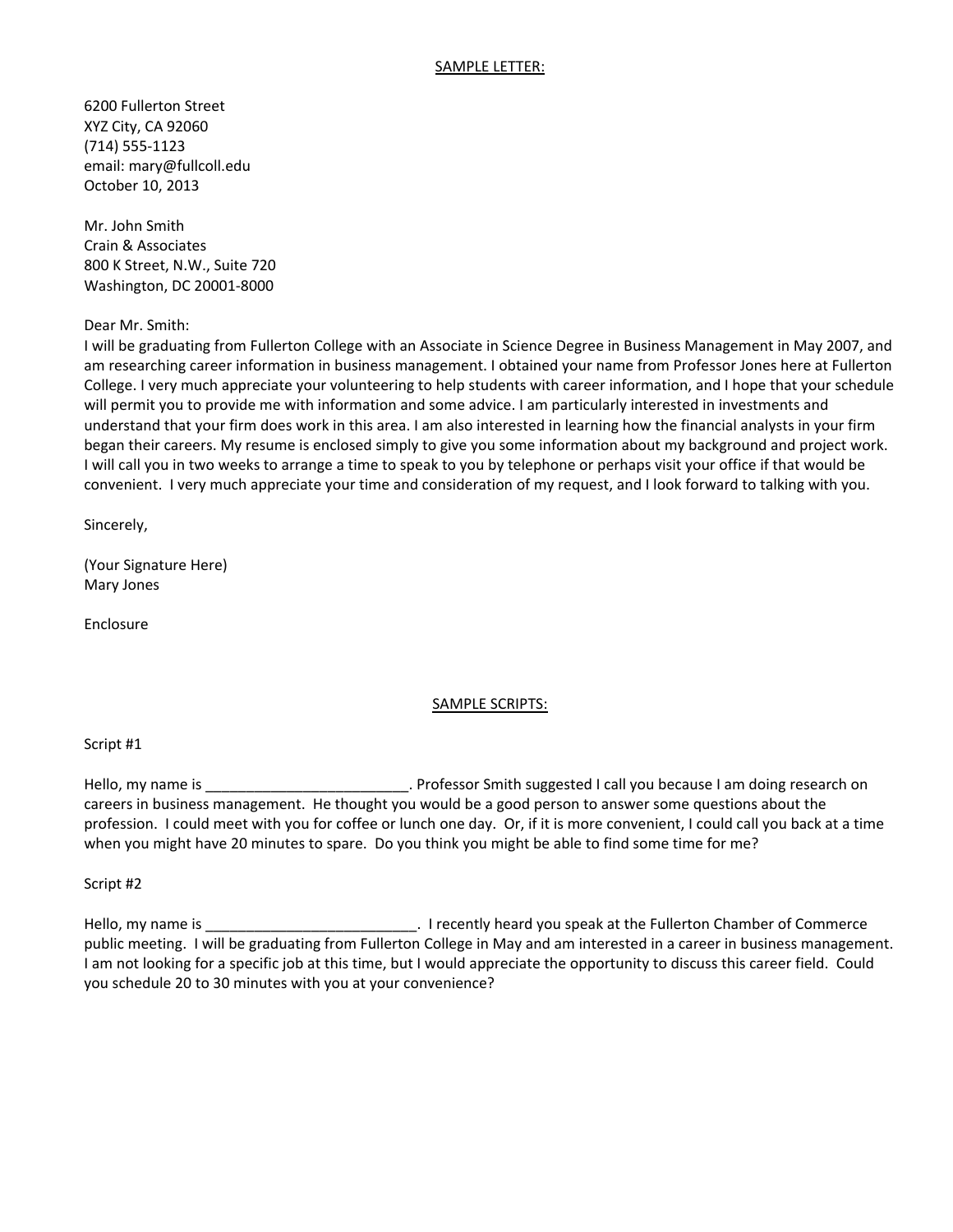SAMPLE LETTER:

6200 Fullerton Street
XYZ City, CA 92060
(714) 555-1123
email: mary@fullcoll.edu
October 10, 2013

Mr. John Smith
Crain & Associates
800 K Street, N.W., Suite 720
Washington, DC 20001-8000

Dear Mr. Smith:
I will be graduating from Fullerton College with an Associate in Science Degree in Business Management in May 2007, and am researching career information in business management. I obtained your name from Professor Jones here at Fullerton College. I very much appreciate your volunteering to help students with career information, and I hope that your schedule will permit you to provide me with information and some advice. I am particularly interested in investments and understand that your firm does work in this area. I am also interested in learning how the financial analysts in your firm began their careers. My resume is enclosed simply to give you some information about my background and project work. I will call you in two weeks to arrange a time to speak to you by telephone or perhaps visit your office if that would be convenient. I very much appreciate your time and consideration of my request, and I look forward to talking with you.

Sincerely,

(Your Signature Here)
Mary Jones

Enclosure

SAMPLE SCRIPTS:

Script #1

Hello, my name is _________________________. Professor Smith suggested I call you because I am doing research on careers in business management. He thought you would be a good person to answer some questions about the profession. I could meet with you for coffee or lunch one day. Or, if it is more convenient, I could call you back at a time when you might have 20 minutes to spare. Do you think you might be able to find some time for me?

Script #2

Hello, my name is __________________________. I recently heard you speak at the Fullerton Chamber of Commerce public meeting. I will be graduating from Fullerton College in May and am interested in a career in business management. I am not looking for a specific job at this time, but I would appreciate the opportunity to discuss this career field. Could you schedule 20 to 30 minutes with you at your convenience?